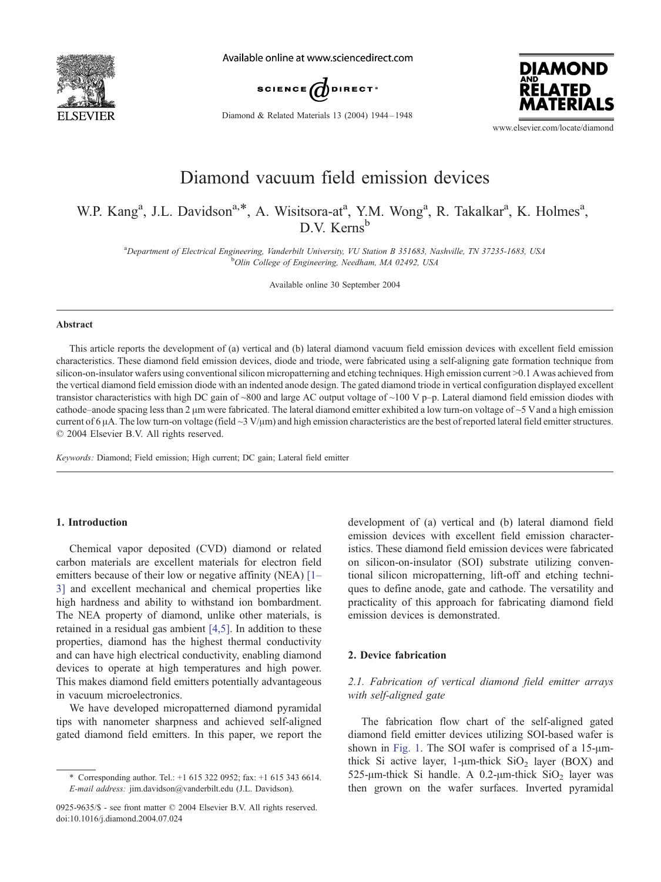# Diamond vacuum field emission devices

W.P. Kang[a], J.L. Davidson[a,*], A. Wisitsora-at[a], Y.M. Wong[a], R. Takalkar[a], K. Holmes[a], D.V. Kerns[b]

[a]*Department of Electrical Engineering, Vanderbilt University, VU Station B 351683, Nashville, TN 37235-1683, USA*
[b]*Olin College of Engineering, Needham, MA 02492, USA*

Available online 30 September 2004

## Abstract

This article reports the development of (a) vertical and (b) lateral diamond vacuum field emission devices with excellent field emission characteristics. These diamond field emission devices, diode and triode, were fabricated using a self-aligning gate formation technique from silicon-on-insulator wafers using conventional silicon micropatterning and etching techniques. High emission current >0.1 A was achieved from the vertical diamond field emission diode with an indented anode design. The gated diamond triode in vertical configuration displayed excellent transistor characteristics with high DC gain of ~800 and large AC output voltage of ~100 V p–p. Lateral diamond field emission diodes with cathode–anode spacing less than 2 μm were fabricated. The lateral diamond emitter exhibited a low turn-on voltage of ~5 V and a high emission current of 6 μA. The low turn-on voltage (field ~3 V/μm) and high emission characteristics are the best of reported lateral field emitter structures.
© 2004 Elsevier B.V. All rights reserved.

*Keywords:* Diamond; Field emission; High current; DC gain; Lateral field emitter

## 1. Introduction

Chemical vapor deposited (CVD) diamond or related carbon materials are excellent materials for electron field emitters because of their low or negative affinity (NEA) [1–3] and excellent mechanical and chemical properties like high hardness and ability to withstand ion bombardment. The NEA property of diamond, unlike other materials, is retained in a residual gas ambient [4,5]. In addition to these properties, diamond has the highest thermal conductivity and can have high electrical conductivity, enabling diamond devices to operate at high temperatures and high power. This makes diamond field emitters potentially advantageous in vacuum microelectronics.

We have developed micropatterned diamond pyramidal tips with nanometer sharpness and achieved self-aligned gated diamond field emitters. In this paper, we report the development of (a) vertical and (b) lateral diamond field emission devices with excellent field emission characteristics. These diamond field emission devices were fabricated on silicon-on-insulator (SOI) substrate utilizing conventional silicon micropatterning, lift-off and etching techniques to define anode, gate and cathode. The versatility and practicality of this approach for fabricating diamond field emission devices is demonstrated.

## 2. Device fabrication

### 2.1. Fabrication of vertical diamond field emitter arrays with self-aligned gate

The fabrication flow chart of the self-aligned gated diamond field emitter devices utilizing SOI-based wafer is shown in Fig. 1. The SOI wafer is comprised of a 15-μm-thick Si active layer, 1-μm-thick $SiO_2$ layer (BOX) and 525-μm-thick Si handle. A 0.2-μm-thick $SiO_2$ layer was then grown on the wafer surfaces. Inverted pyramidal

---

\* Corresponding author. Tel.: +1 615 322 0952; fax: +1 615 343 6614.
*E-mail address:* jim.davidson@vanderbilt.edu (J.L. Davidson).

0925-9635/$ - see front matter © 2004 Elsevier B.V. All rights reserved.
doi:10.1016/j.diamond.2004.07.024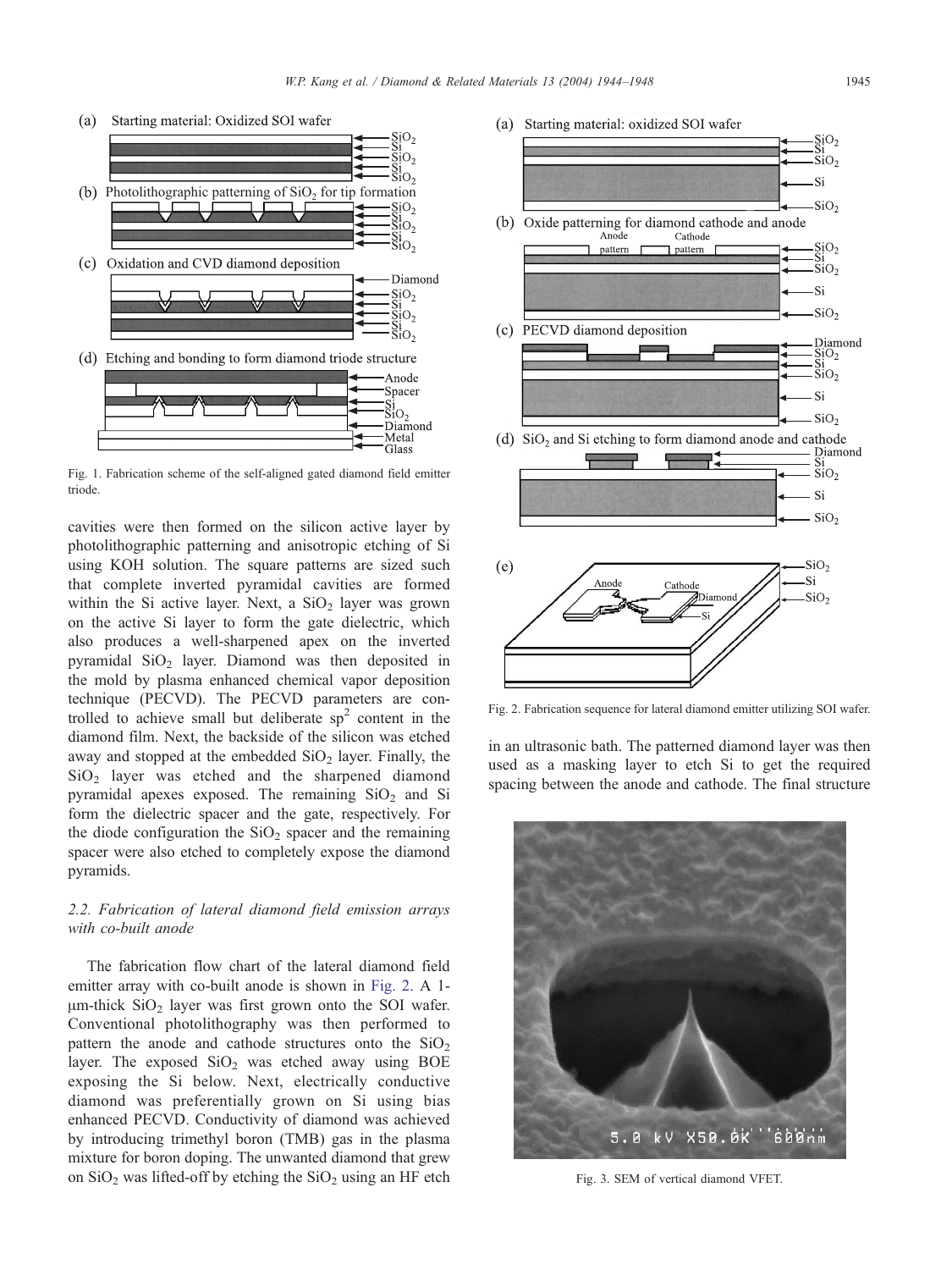Fig. 1. Fabrication scheme of the self-aligned gated diamond field emitter triode.

cavities were then formed on the silicon active layer by photolithographic patterning and anisotropic etching of Si using KOH solution. The square patterns are sized such that complete inverted pyramidal cavities are formed within the Si active layer. Next, a $SiO_2$ layer was grown on the active Si layer to form the gate dielectric, which also produces a well-sharpened apex on the inverted pyramidal $SiO_2$ layer. Diamond was then deposited in the mold by plasma enhanced chemical vapor deposition technique (PECVD). The PECVD parameters are controlled to achieve small but deliberate $sp^2$ content in the diamond film. Next, the backside of the silicon was etched away and stopped at the embedded $SiO_2$ layer. Finally, the $SiO_2$ layer was etched and the sharpened diamond pyramidal apexes exposed. The remaining $SiO_2$ and Si form the dielectric spacer and the gate, respectively. For the diode configuration the $SiO_2$ spacer and the remaining spacer were also etched to completely expose the diamond pyramids.

### 2.2. Fabrication of lateral diamond field emission arrays with co-built anode

The fabrication flow chart of the lateral diamond field emitter array with co-built anode is shown in Fig. 2. A 1-μm-thick $SiO_2$ layer was first grown onto the SOI wafer. Conventional photolithography was then performed to pattern the anode and cathode structures onto the $SiO_2$ layer. The exposed $SiO_2$ was etched away using BOE exposing the Si below. Next, electrically conductive diamond was preferentially grown on Si using bias enhanced PECVD. Conductivity of diamond was achieved by introducing trimethyl boron (TMB) gas in the plasma mixture for boron doping. The unwanted diamond that grew on $SiO_2$ was lifted-off by etching the $SiO_2$ using an HF etch in an ultrasonic bath. The patterned diamond layer was then used as a masking layer to etch Si to get the required spacing between the anode and cathode. The final structure

Fig. 2. Fabrication sequence for lateral diamond emitter utilizing SOI wafer.

Fig. 3. SEM of vertical diamond VFET.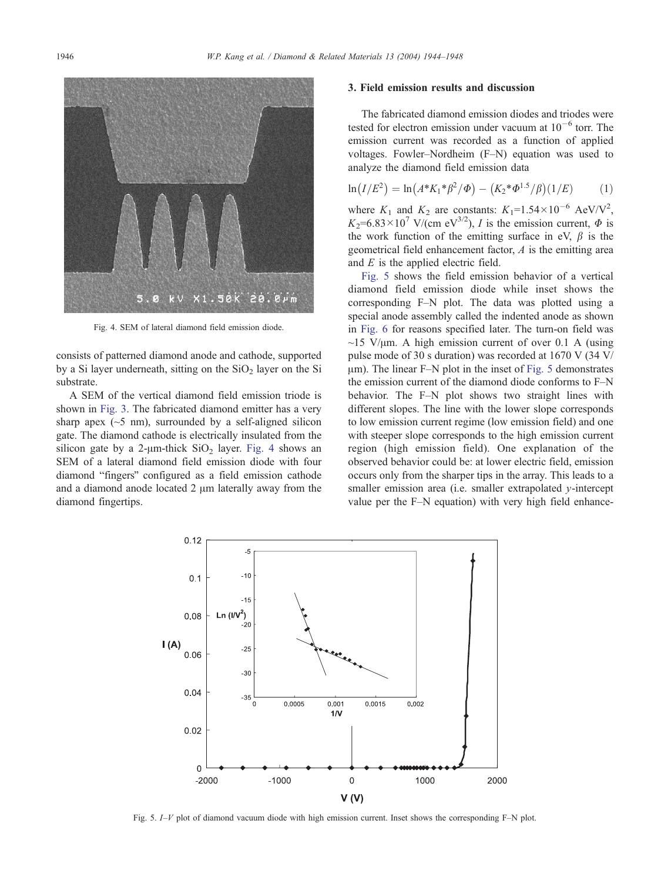Fig. 4. SEM of lateral diamond field emission diode.

consists of patterned diamond anode and cathode, supported by a Si layer underneath, sitting on the $SiO_2$ layer on the Si substrate.

A SEM of the vertical diamond field emission triode is shown in Fig. 3. The fabricated diamond emitter has a very sharp apex (~5 nm), surrounded by a self-aligned silicon gate. The diamond cathode is electrically insulated from the silicon gate by a 2-μm-thick $SiO_2$ layer. Fig. 4 shows an SEM of a lateral diamond field emission diode with four diamond "fingers" configured as a field emission cathode and a diamond anode located 2 μm laterally away from the diamond fingertips.

## 3. Field emission results and discussion

The fabricated diamond emission diodes and triodes were tested for electron emission under vacuum at $10^{-6}$ torr. The emission current was recorded as a function of applied voltages. Fowler–Nordheim (F–N) equation was used to analyze the diamond field emission data

$$\ln\left(I/E^2\right) = \ln\left(A{*}K_1{*}\beta^2/\Phi\right) - \left(K_2{*}\Phi^{1.5}/\beta\right)(1/E) \qquad (1)$$

where $K_1$ and $K_2$ are constants: $K_1$=1.54×10$^{-6}$ AeV/V$^2$, $K_2$=6.83×10$^7$ V/(cm eV$^{3/2}$), $I$ is the emission current, $\Phi$ is the work function of the emitting surface in eV, $\beta$ is the geometrical field enhancement factor, $A$ is the emitting area and $E$ is the applied electric field.

Fig. 5 shows the field emission behavior of a vertical diamond field emission diode while inset shows the corresponding F–N plot. The data was plotted using a special anode assembly called the indented anode as shown in Fig. 6 for reasons specified later. The turn-on field was ~15 V/μm. A high emission current of over 0.1 A (using pulse mode of 30 s duration) was recorded at 1670 V (34 V/μm). The linear F–N plot in the inset of Fig. 5 demonstrates the emission current of the diamond diode conforms to F–N behavior. The F–N plot shows two straight lines with different slopes. The line with the lower slope corresponds to low emission current regime (low emission field) and one with steeper slope corresponds to the high emission current region (high emission field). One explanation of the observed behavior could be: at lower electric field, emission occurs only from the sharper tips in the array. This leads to a smaller emission area (i.e. smaller extrapolated $y$-intercept value per the F–N equation) with very high field enhance-

Fig. 5. $I$–$V$ plot of diamond vacuum diode with high emission current. Inset shows the corresponding F–N plot.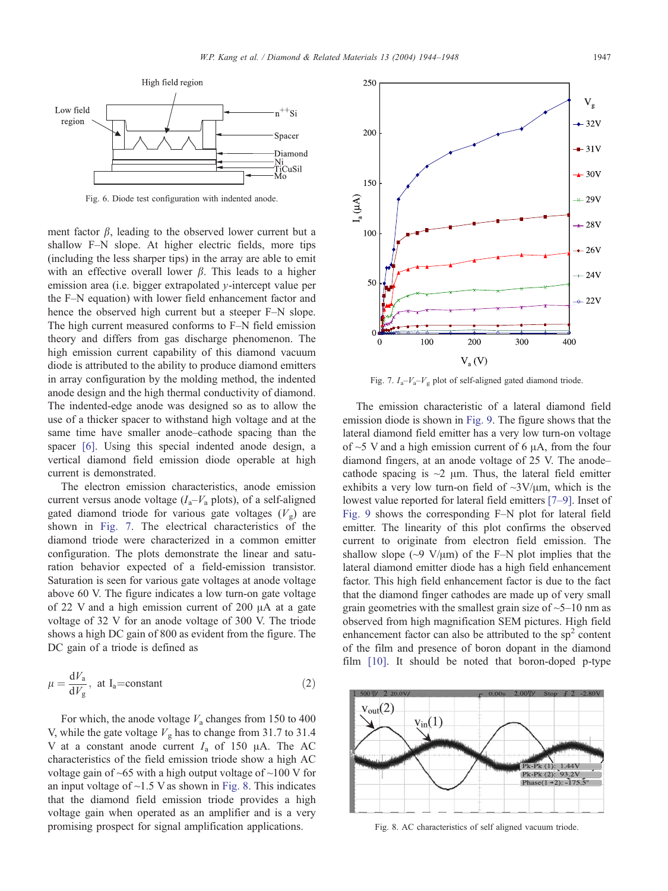Fig. 6. Diode test configuration with indented anode.

ment factor $\beta$, leading to the observed lower current but a shallow F–N slope. At higher electric fields, more tips (including the less sharper tips) in the array are able to emit with an effective overall lower $\beta$. This leads to a higher emission area (i.e. bigger extrapolated $y$-intercept value per the F–N equation) with lower field enhancement factor and hence the observed high current but a steeper F–N slope. The high current measured conforms to F–N field emission theory and differs from gas discharge phenomenon. The high emission current capability of this diamond vacuum diode is attributed to the ability to produce diamond emitters in array configuration by the molding method, the indented anode design and the high thermal conductivity of diamond. The indented-edge anode was designed so as to allow the use of a thicker spacer to withstand high voltage and at the same time have smaller anode–cathode spacing than the spacer [6]. Using this special indented anode design, a vertical diamond field emission diode operable at high current is demonstrated.

The electron emission characteristics, anode emission current versus anode voltage ($I_a$–$V_a$ plots), of a self-aligned gated diamond triode for various gate voltages ($V_g$) are shown in Fig. 7. The electrical characteristics of the diamond triode were characterized in a common emitter configuration. The plots demonstrate the linear and saturation behavior expected of a field-emission transistor. Saturation is seen for various gate voltages at anode voltage above 60 V. The figure indicates a low turn-on gate voltage of 22 V and a high emission current of 200 μA at a gate voltage of 32 V for an anode voltage of 300 V. The triode shows a high DC gain of 800 as evident from the figure. The DC gain of a triode is defined as

$$\mu = \frac{dV_a}{dV_g}, \text{ at } I_a\text{=constant} \tag{2}$$

For which, the anode voltage $V_a$ changes from 150 to 400 V, while the gate voltage $V_g$ has to change from 31.7 to 31.4 V at a constant anode current $I_a$ of 150 μA. The AC characteristics of the field emission triode show a high AC voltage gain of ~65 with a high output voltage of ~100 V for an input voltage of ~1.5 V as shown in Fig. 8. This indicates that the diamond field emission triode provides a high voltage gain when operated as an amplifier and is a very promising prospect for signal amplification applications.

Fig. 7. $I_a$–$V_a$–$V_g$ plot of self-aligned gated diamond triode.

The emission characteristic of a lateral diamond field emission diode is shown in Fig. 9. The figure shows that the lateral diamond field emitter has a very low turn-on voltage of ~5 V and a high emission current of 6 μA, from the four diamond fingers, at an anode voltage of 25 V. The anode–cathode spacing is ~2 μm. Thus, the lateral field emitter exhibits a very low turn-on field of ~3V/μm, which is the lowest value reported for lateral field emitters [7–9]. Inset of Fig. 9 shows the corresponding F–N plot for lateral field emitter. The linearity of this plot confirms the observed current to originate from electron field emission. The shallow slope (~9 V/μm) of the F–N plot implies that the lateral diamond emitter diode has a high field enhancement factor. This high field enhancement factor is due to the fact that the diamond finger cathodes are made up of very small grain geometries with the smallest grain size of ~5–10 nm as observed from high magnification SEM pictures. High field enhancement factor can also be attributed to the $sp^2$ content of the film and presence of boron dopant in the diamond film [10]. It should be noted that boron-doped p-type

Fig. 8. AC characteristics of self aligned vacuum triode.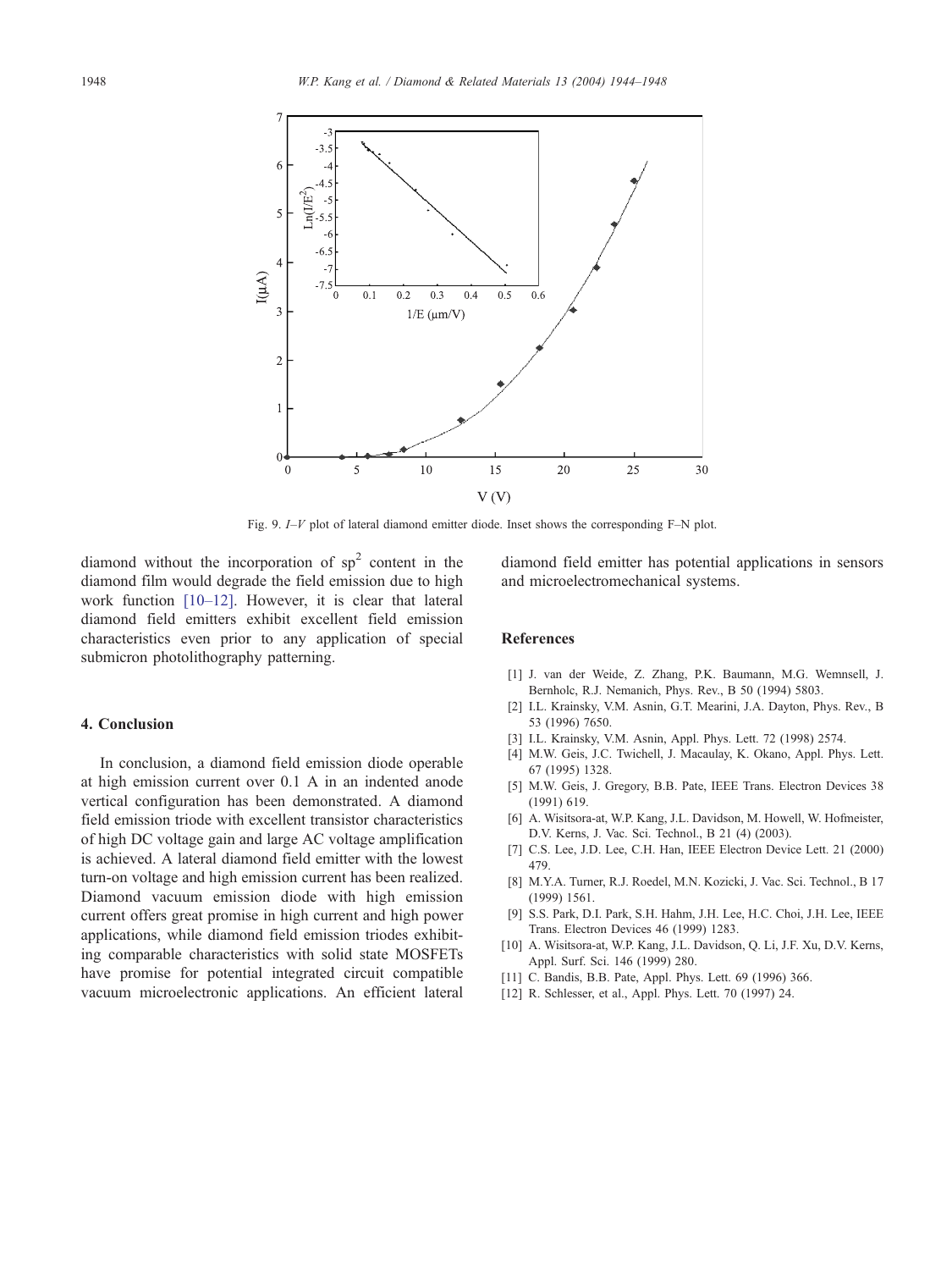7

6

5

4

3

2

1

0

0 5 10 15 20 25 30

V (V)

I(μA)

-3

-3.5

-4

-4.5

-5

-5.5

-6

-6.5

-7

-7.5

0 0.1 0.2 0.3 0.4 0.5 0.6

1/E (μm/V)

Ln(I/E$^2$)

Fig. 9. *I–V* plot of lateral diamond emitter diode. Inset shows the corresponding F–N plot.

diamond without the incorporation of $sp^2$ content in the diamond film would degrade the field emission due to high work function [10–12]. However, it is clear that lateral diamond field emitters exhibit excellent field emission characteristics even prior to any application of special submicron photolithography patterning.

## 4. Conclusion

In conclusion, a diamond field emission diode operable at high emission current over 0.1 A in an indented anode vertical configuration has been demonstrated. A diamond field emission triode with excellent transistor characteristics of high DC voltage gain and large AC voltage amplification is achieved. A lateral diamond field emitter with the lowest turn-on voltage and high emission current has been realized. Diamond vacuum emission diode with high emission current offers great promise in high current and high power applications, while diamond field emission triodes exhibiting comparable characteristics with solid state MOSFETs have promise for potential integrated circuit compatible vacuum microelectronic applications. An efficient lateral diamond field emitter has potential applications in sensors and microelectromechanical systems.

## References

[1] J. van der Weide, Z. Zhang, P.K. Baumann, M.G. Wemnsell, J. Bernholc, R.J. Nemanich, Phys. Rev., B 50 (1994) 5803.

[2] I.L. Krainsky, V.M. Asnin, G.T. Mearini, J.A. Dayton, Phys. Rev., B 53 (1996) 7650.

[3] I.L. Krainsky, V.M. Asnin, Appl. Phys. Lett. 72 (1998) 2574.

[4] M.W. Geis, J.C. Twichell, J. Macaulay, K. Okano, Appl. Phys. Lett. 67 (1995) 1328.

[5] M.W. Geis, J. Gregory, B.B. Pate, IEEE Trans. Electron Devices 38 (1991) 619.

[6] A. Wisitsora-at, W.P. Kang, J.L. Davidson, M. Howell, W. Hofmeister, D.V. Kerns, J. Vac. Sci. Technol., B 21 (4) (2003).

[7] C.S. Lee, J.D. Lee, C.H. Han, IEEE Electron Device Lett. 21 (2000) 479.

[8] M.Y.A. Turner, R.J. Roedel, M.N. Kozicki, J. Vac. Sci. Technol., B 17 (1999) 1561.

[9] S.S. Park, D.I. Park, S.H. Hahm, J.H. Lee, H.C. Choi, J.H. Lee, IEEE Trans. Electron Devices 46 (1999) 1283.

[10] A. Wisitsora-at, W.P. Kang, J.L. Davidson, Q. Li, J.F. Xu, D.V. Kerns, Appl. Surf. Sci. 146 (1999) 280.

[11] C. Bandis, B.B. Pate, Appl. Phys. Lett. 69 (1996) 366.

[12] R. Schlesser, et al., Appl. Phys. Lett. 70 (1997) 24.